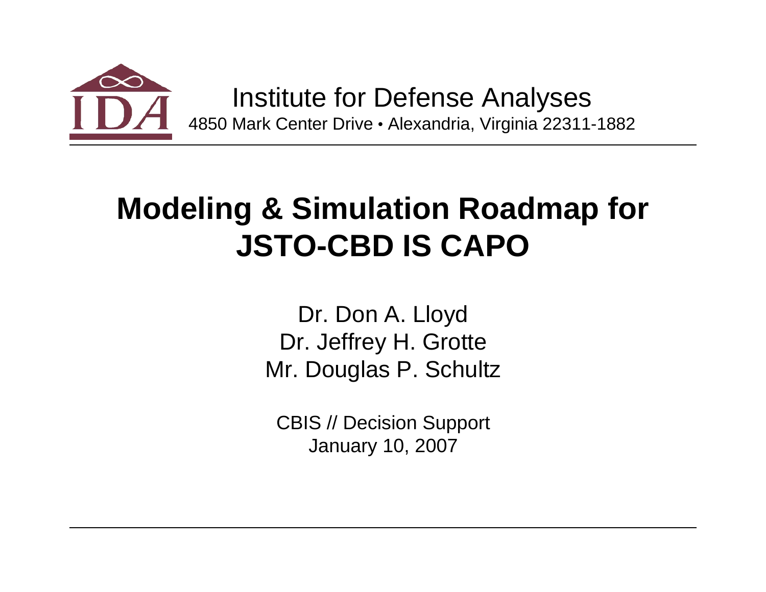Institute for Defense Analyses
4850 Mark Center Drive • Alexandria, Virginia 22311-1882

# Modeling & Simulation Roadmap for JSTO-CBD IS CAPO

Dr. Don A. Lloyd
Dr. Jeffrey H. Grotte
Mr. Douglas P. Schultz

CBIS // Decision Support
January 10, 2007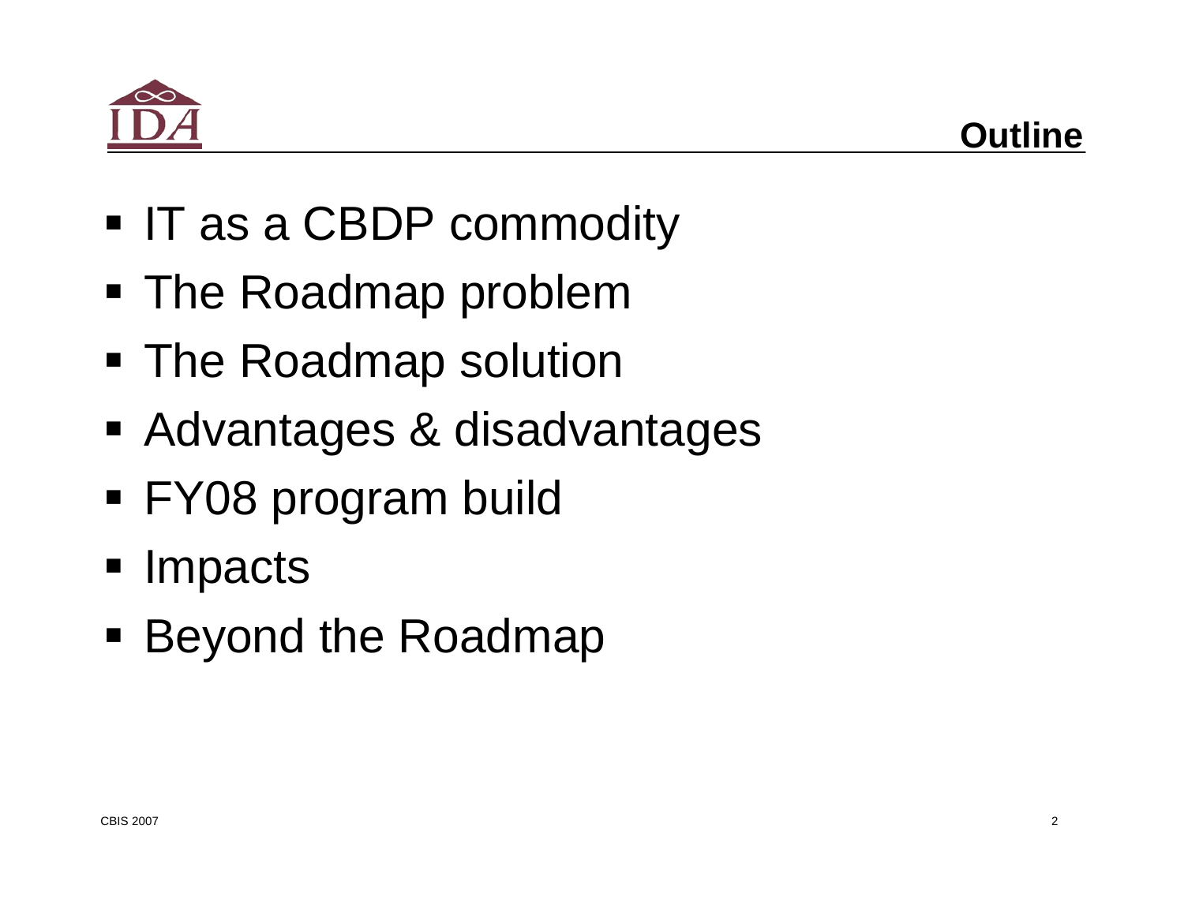## Outline

- IT as a CBDP commodity
- The Roadmap problem
- The Roadmap solution
- Advantages & disadvantages
- FY08 program build
- Impacts
- Beyond the Roadmap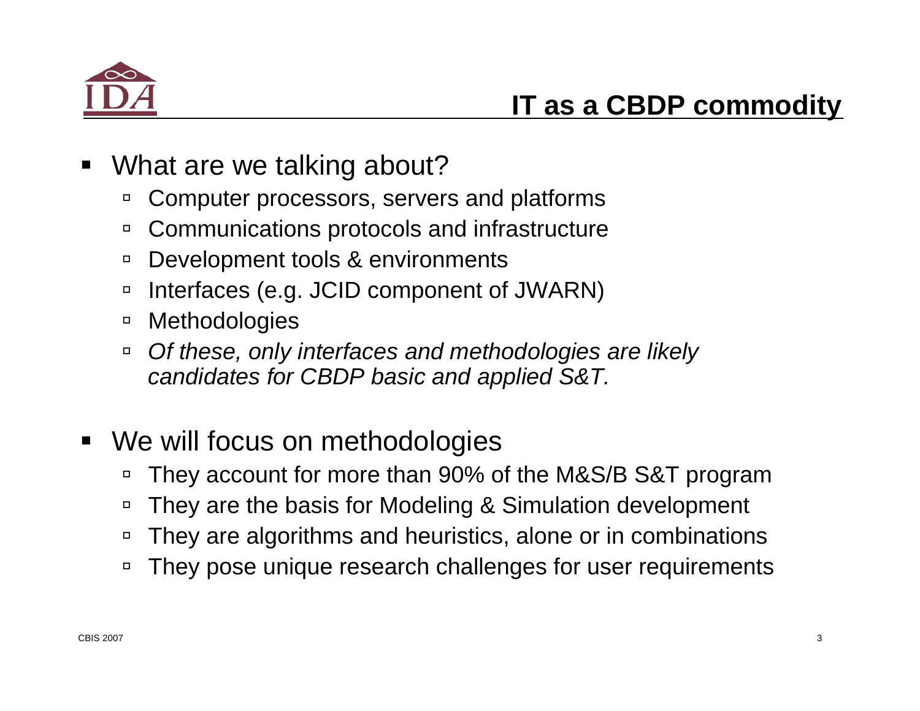# IT as a CBDP commodity

- What are we talking about?
  - Computer processors, servers and platforms
  - Communications protocols and infrastructure
  - Development tools & environments
  - Interfaces (e.g. JCID component of JWARN)
  - Methodologies
  - *Of these, only interfaces and methodologies are likely candidates for CBDP basic and applied S&T.*

- We will focus on methodologies
  - They account for more than 90% of the M&S/B S&T program
  - They are the basis for Modeling & Simulation development
  - They are algorithms and heuristics, alone or in combinations
  - They pose unique research challenges for user requirements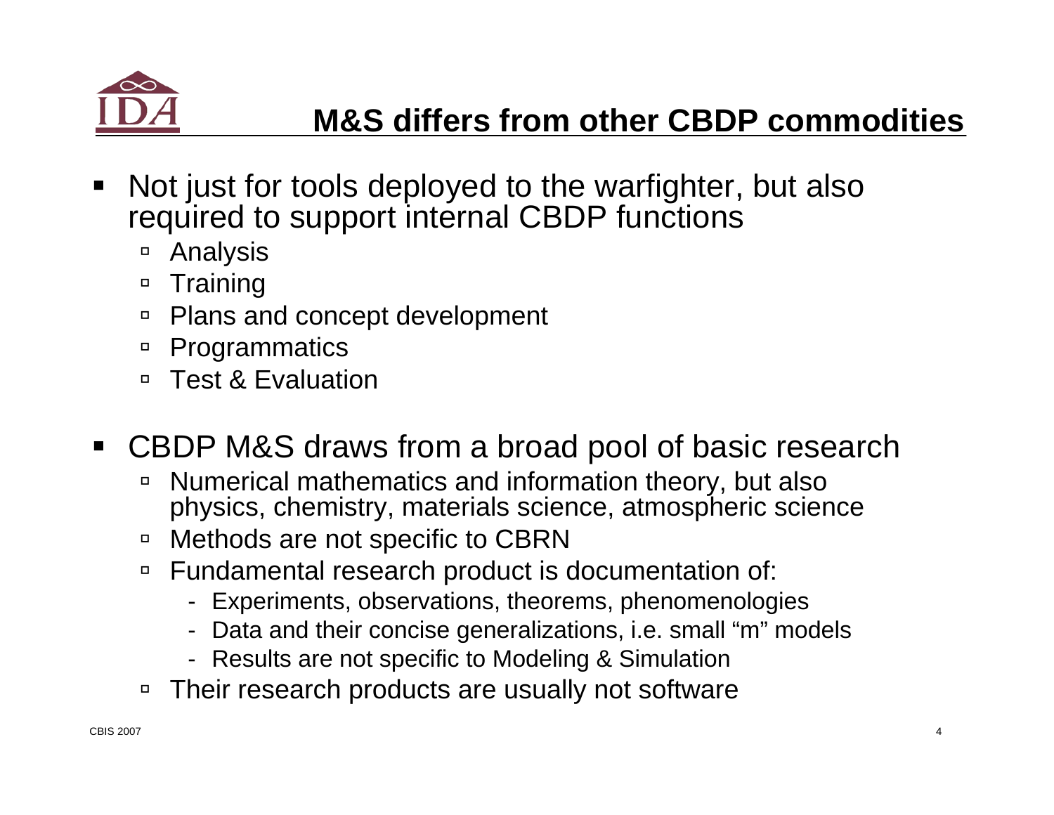## M&S differs from other CBDP commodities

- Not just for tools deployed to the warfighter, but also required to support internal CBDP functions
  - Analysis
  - Training
  - Plans and concept development
  - Programmatics
  - Test & Evaluation
- CBDP M&S draws from a broad pool of basic research
  - Numerical mathematics and information theory, but also physics, chemistry, materials science, atmospheric science
  - Methods are not specific to CBRN
  - Fundamental research product is documentation of:
    - Experiments, observations, theorems, phenomenologies
    - Data and their concise generalizations, i.e. small "m" models
    - Results are not specific to Modeling & Simulation
  - Their research products are usually not software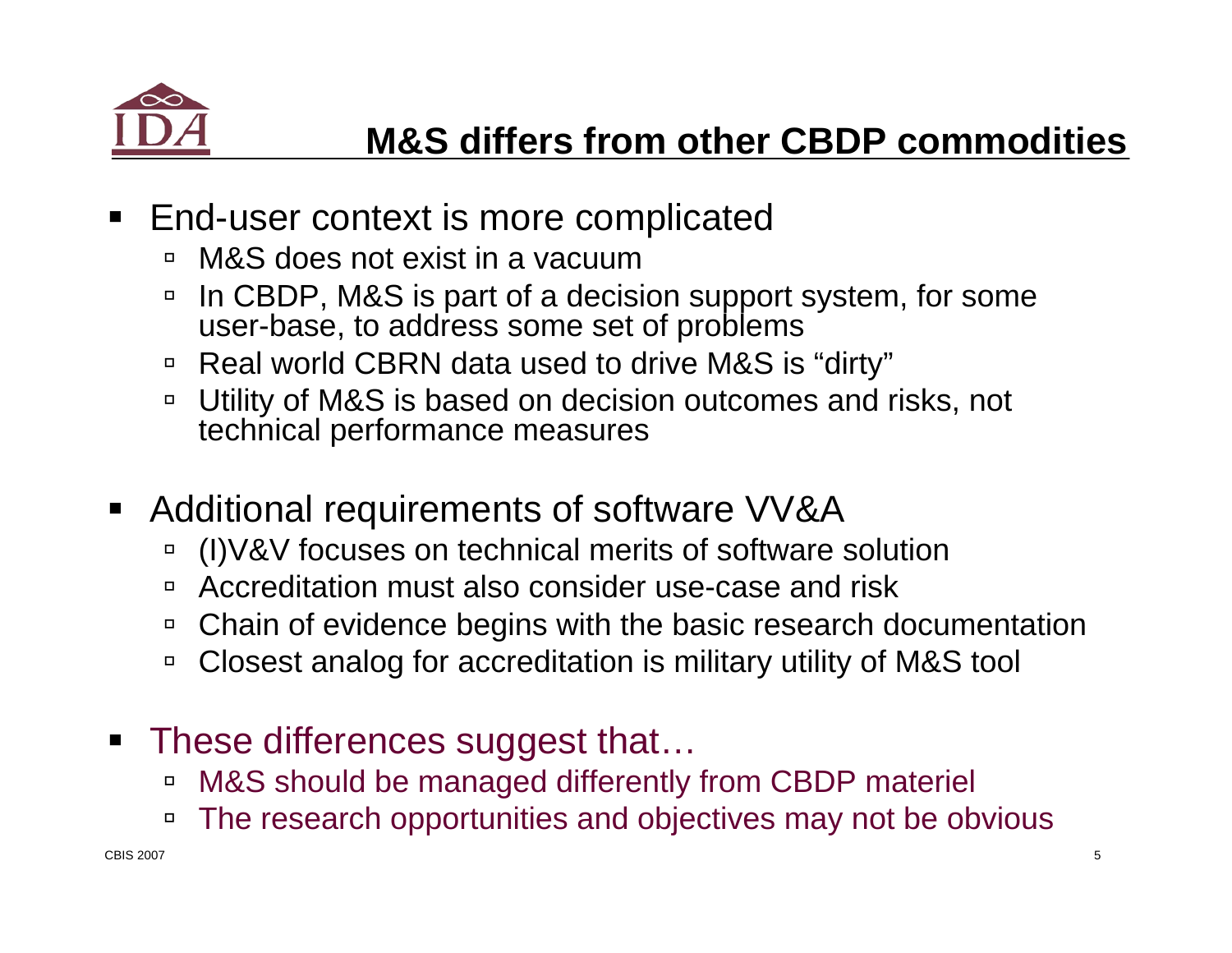# M&S differs from other CBDP commodities

- End-user context is more complicated
  - M&S does not exist in a vacuum
  - In CBDP, M&S is part of a decision support system, for some user-base, to address some set of problems
  - Real world CBRN data used to drive M&S is "dirty"
  - Utility of M&S is based on decision outcomes and risks, not technical performance measures
- Additional requirements of software VV&A
  - (I)V&V focuses on technical merits of software solution
  - Accreditation must also consider use-case and risk
  - Chain of evidence begins with the basic research documentation
  - Closest analog for accreditation is military utility of M&S tool
- These differences suggest that…
  - M&S should be managed differently from CBDP materiel
  - The research opportunities and objectives may not be obvious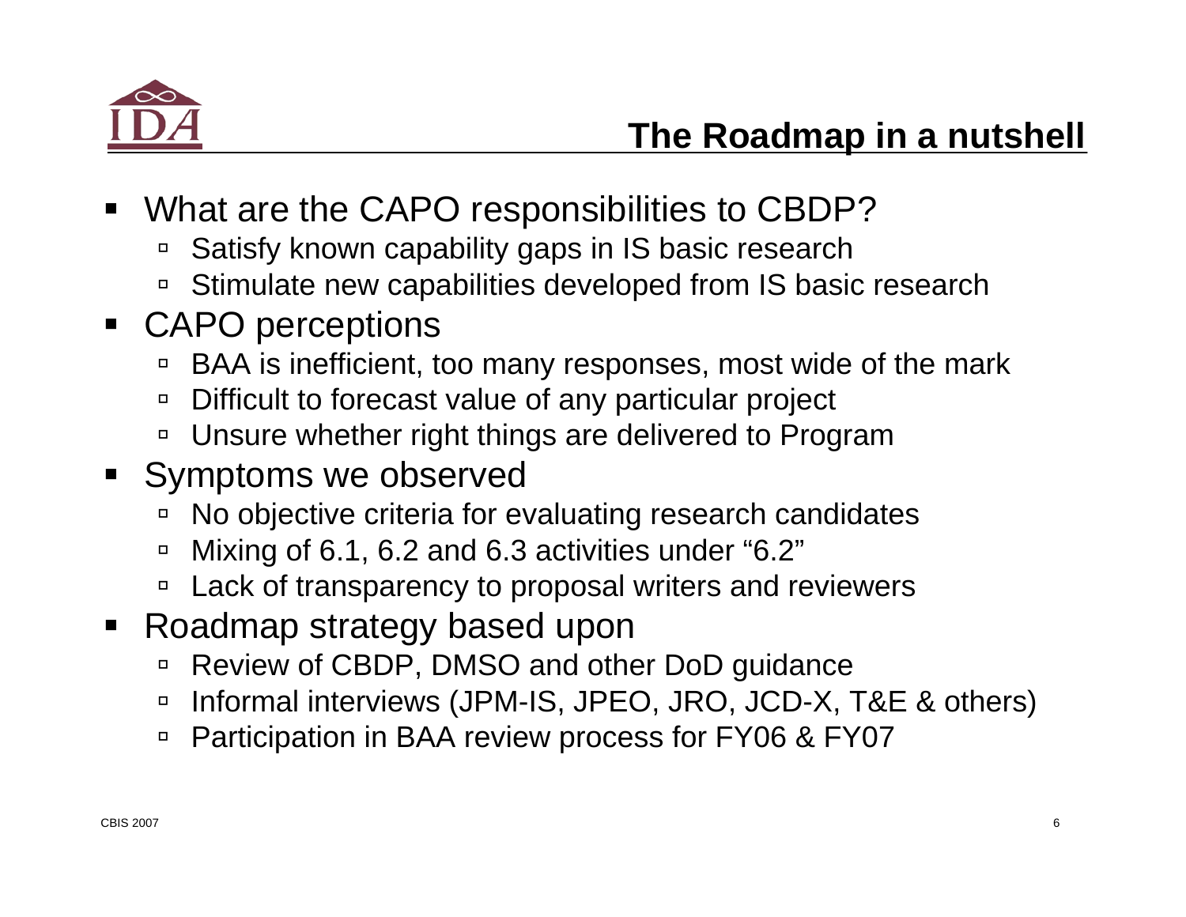# The Roadmap in a nutshell

- What are the CAPO responsibilities to CBDP?
  - Satisfy known capability gaps in IS basic research
  - Stimulate new capabilities developed from IS basic research
- CAPO perceptions
  - BAA is inefficient, too many responses, most wide of the mark
  - Difficult to forecast value of any particular project
  - Unsure whether right things are delivered to Program
- Symptoms we observed
  - No objective criteria for evaluating research candidates
  - Mixing of 6.1, 6.2 and 6.3 activities under "6.2"
  - Lack of transparency to proposal writers and reviewers
- Roadmap strategy based upon
  - Review of CBDP, DMSO and other DoD guidance
  - Informal interviews (JPM-IS, JPEO, JRO, JCD-X, T&E & others)
  - Participation in BAA review process for FY06 & FY07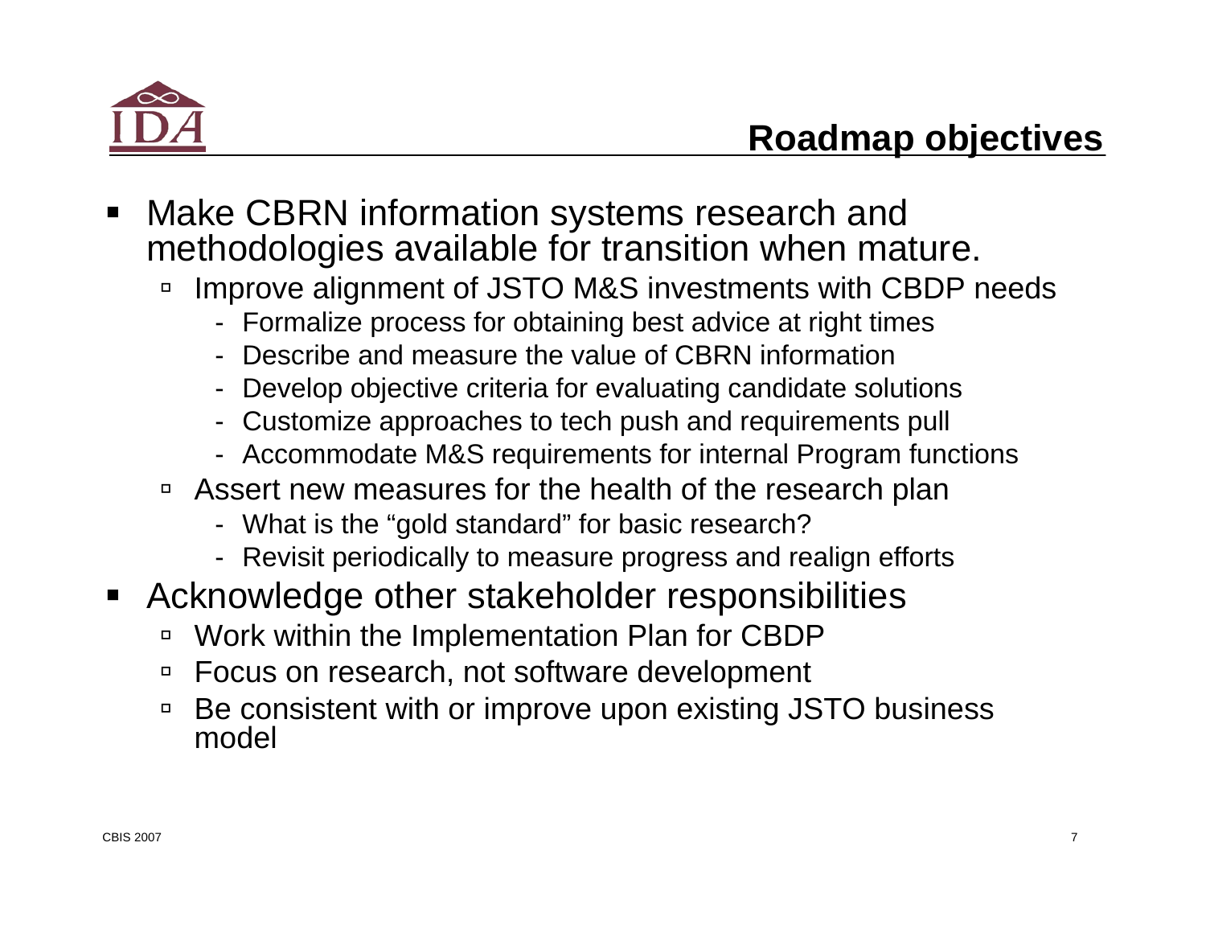# Roadmap objectives

- Make CBRN information systems research and methodologies available for transition when mature.
  - Improve alignment of JSTO M&S investments with CBDP needs
    - Formalize process for obtaining best advice at right times
    - Describe and measure the value of CBRN information
    - Develop objective criteria for evaluating candidate solutions
    - Customize approaches to tech push and requirements pull
    - Accommodate M&S requirements for internal Program functions
  - Assert new measures for the health of the research plan
    - What is the "gold standard" for basic research?
    - Revisit periodically to measure progress and realign efforts
- Acknowledge other stakeholder responsibilities
  - Work within the Implementation Plan for CBDP
  - Focus on research, not software development
  - Be consistent with or improve upon existing JSTO business model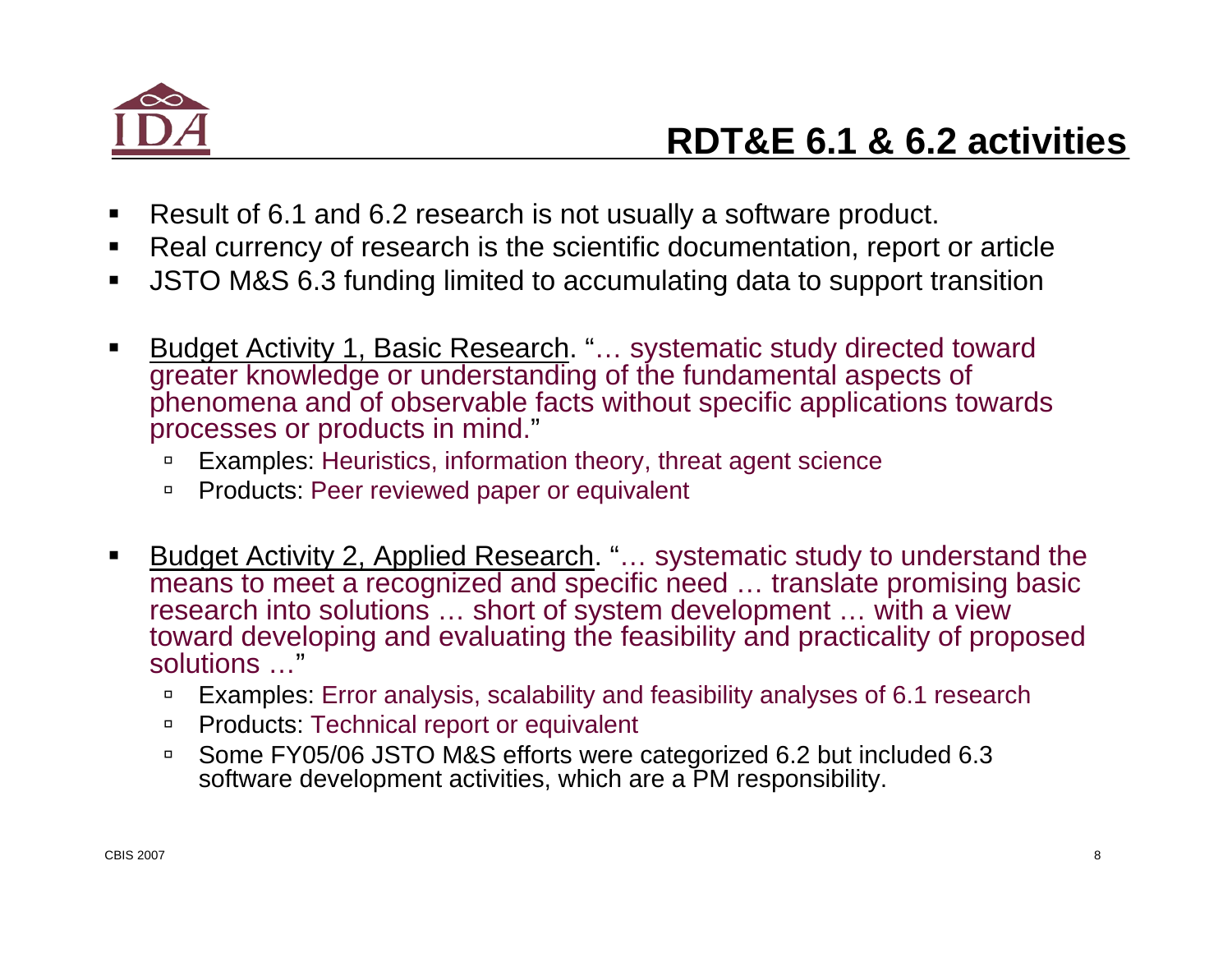## RDT&E 6.1 & 6.2 activities

- Result of 6.1 and 6.2 research is not usually a software product.
- Real currency of research is the scientific documentation, report or article
- JSTO M&S 6.3 funding limited to accumulating data to support transition

- Budget Activity 1, Basic Research. "… systematic study directed toward greater knowledge or understanding of the fundamental aspects of phenomena and of observable facts without specific applications towards processes or products in mind."
  - Examples: Heuristics, information theory, threat agent science
  - Products: Peer reviewed paper or equivalent

- Budget Activity 2, Applied Research. "… systematic study to understand the means to meet a recognized and specific need … translate promising basic research into solutions … short of system development … with a view toward developing and evaluating the feasibility and practicality of proposed solutions …"
  - Examples: Error analysis, scalability and feasibility analyses of 6.1 research
  - Products: Technical report or equivalent
  - Some FY05/06 JSTO M&S efforts were categorized 6.2 but included 6.3 software development activities, which are a PM responsibility.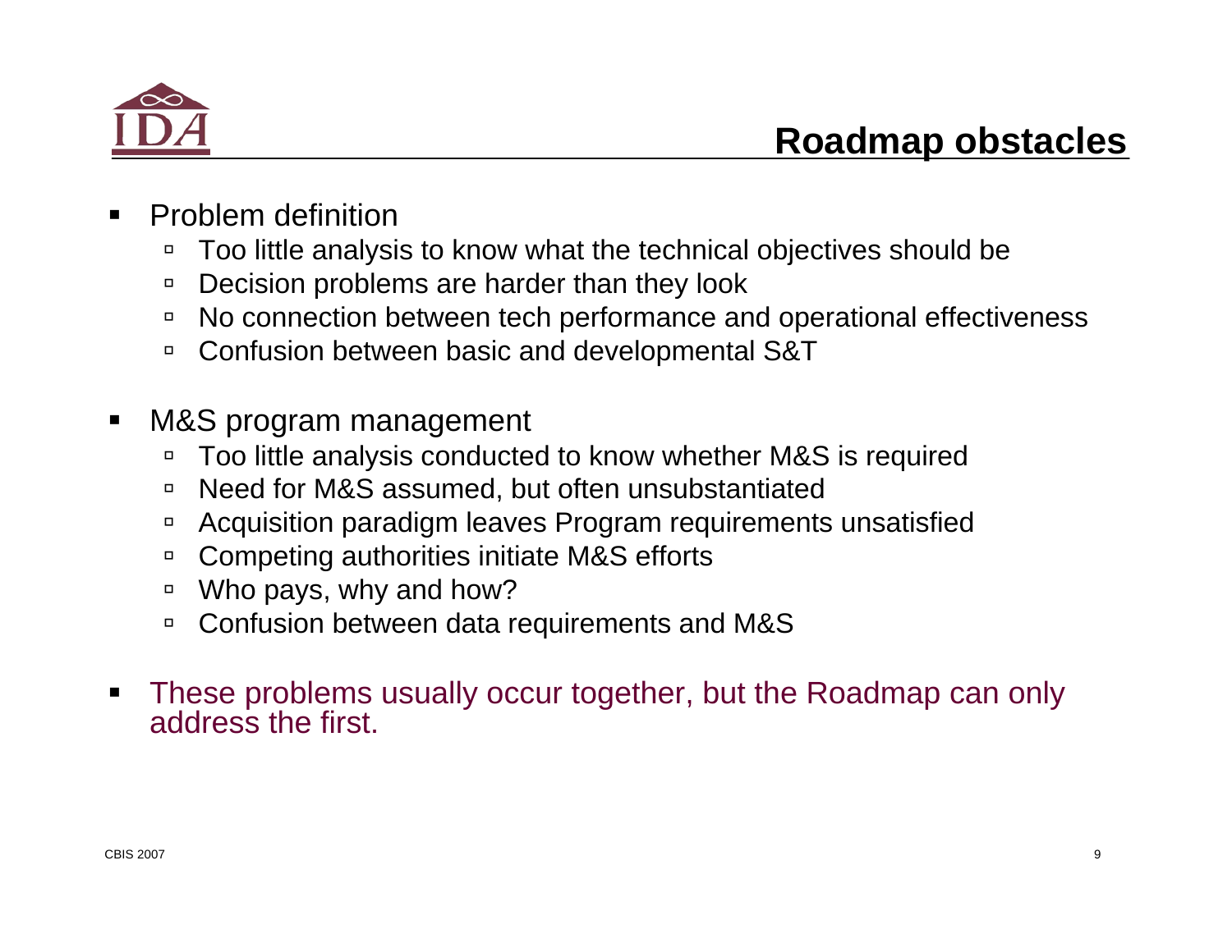# Roadmap obstacles

- Problem definition
  - Too little analysis to know what the technical objectives should be
  - Decision problems are harder than they look
  - No connection between tech performance and operational effectiveness
  - Confusion between basic and developmental S&T

- M&S program management
  - Too little analysis conducted to know whether M&S is required
  - Need for M&S assumed, but often unsubstantiated
  - Acquisition paradigm leaves Program requirements unsatisfied
  - Competing authorities initiate M&S efforts
  - Who pays, why and how?
  - Confusion between data requirements and M&S

- These problems usually occur together, but the Roadmap can only address the first.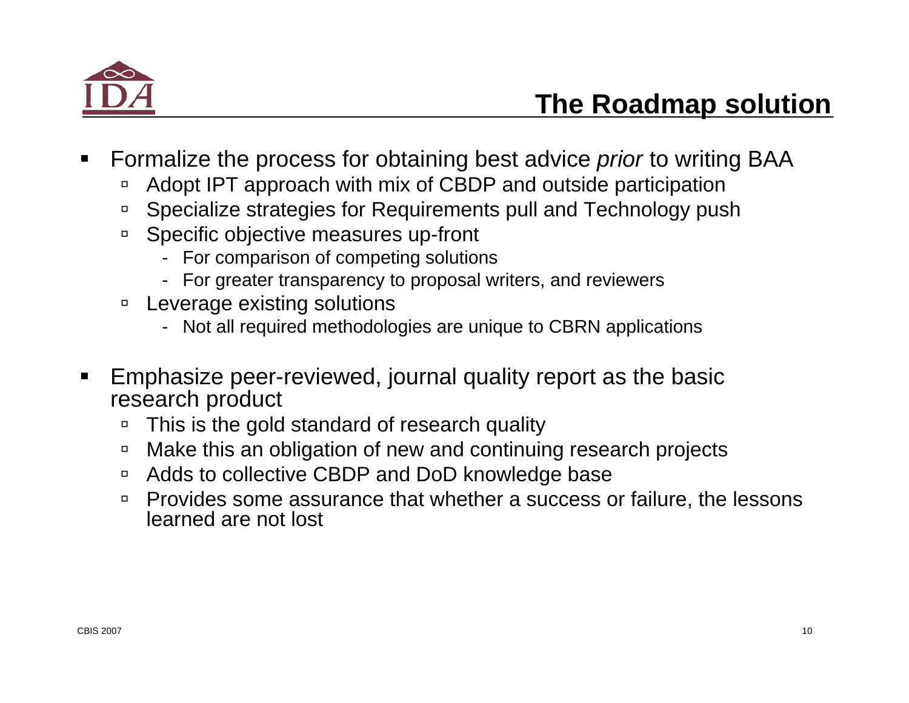# The Roadmap solution

- Formalize the process for obtaining best advice *prior* to writing BAA
  - Adopt IPT approach with mix of CBDP and outside participation
  - Specialize strategies for Requirements pull and Technology push
  - Specific objective measures up-front
    - For comparison of competing solutions
    - For greater transparency to proposal writers, and reviewers
  - Leverage existing solutions
    - Not all required methodologies are unique to CBRN applications
- Emphasize peer-reviewed, journal quality report as the basic research product
  - This is the gold standard of research quality
  - Make this an obligation of new and continuing research projects
  - Adds to collective CBDP and DoD knowledge base
  - Provides some assurance that whether a success or failure, the lessons learned are not lost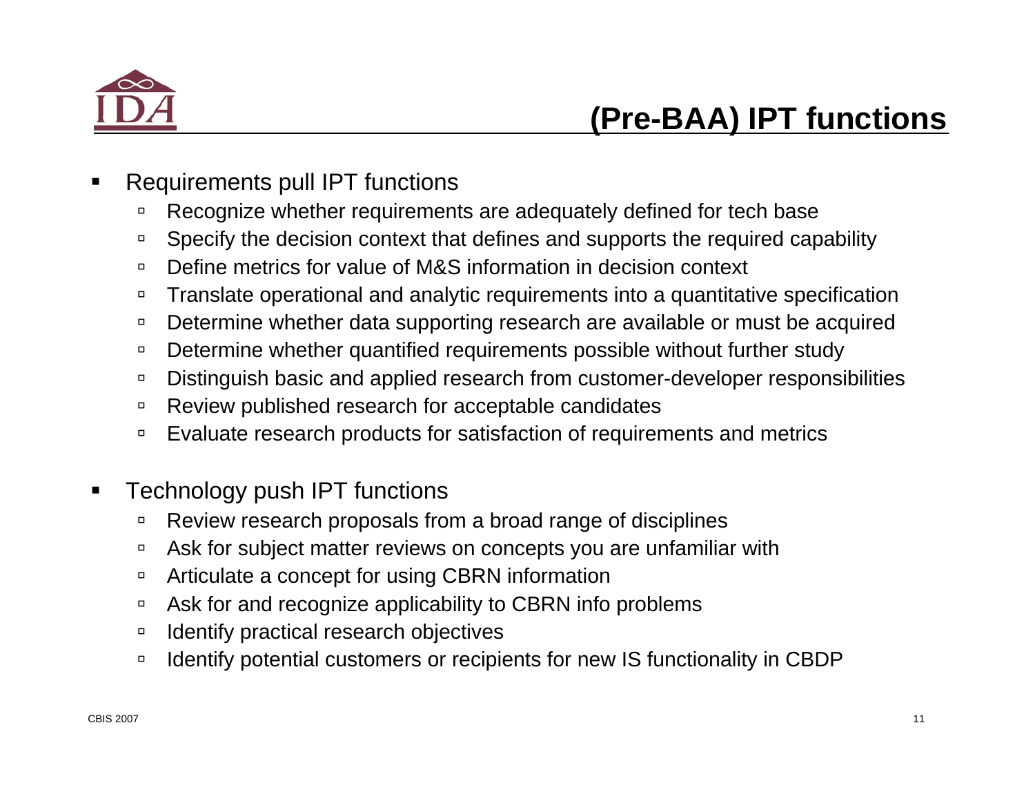# (Pre-BAA) IPT functions

- Requirements pull IPT functions
  - Recognize whether requirements are adequately defined for tech base
  - Specify the decision context that defines and supports the required capability
  - Define metrics for value of M&S information in decision context
  - Translate operational and analytic requirements into a quantitative specification
  - Determine whether data supporting research are available or must be acquired
  - Determine whether quantified requirements possible without further study
  - Distinguish basic and applied research from customer-developer responsibilities
  - Review published research for acceptable candidates
  - Evaluate research products for satisfaction of requirements and metrics

- Technology push IPT functions
  - Review research proposals from a broad range of disciplines
  - Ask for subject matter reviews on concepts you are unfamiliar with
  - Articulate a concept for using CBRN information
  - Ask for and recognize applicability to CBRN info problems
  - Identify practical research objectives
  - Identify potential customers or recipients for new IS functionality in CBDP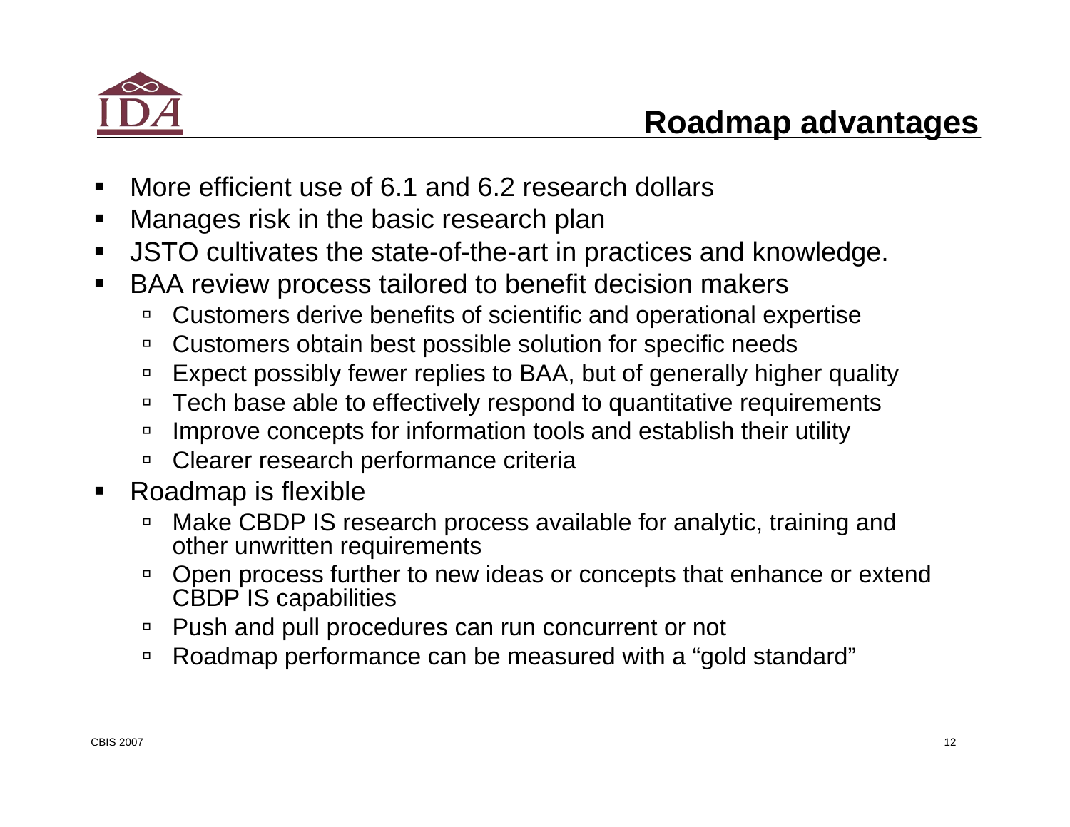# Roadmap advantages

- More efficient use of 6.1 and 6.2 research dollars
- Manages risk in the basic research plan
- JSTO cultivates the state-of-the-art in practices and knowledge.
- BAA review process tailored to benefit decision makers
  - Customers derive benefits of scientific and operational expertise
  - Customers obtain best possible solution for specific needs
  - Expect possibly fewer replies to BAA, but of generally higher quality
  - Tech base able to effectively respond to quantitative requirements
  - Improve concepts for information tools and establish their utility
  - Clearer research performance criteria
- Roadmap is flexible
  - Make CBDP IS research process available for analytic, training and other unwritten requirements
  - Open process further to new ideas or concepts that enhance or extend CBDP IS capabilities
  - Push and pull procedures can run concurrent or not
  - Roadmap performance can be measured with a "gold standard"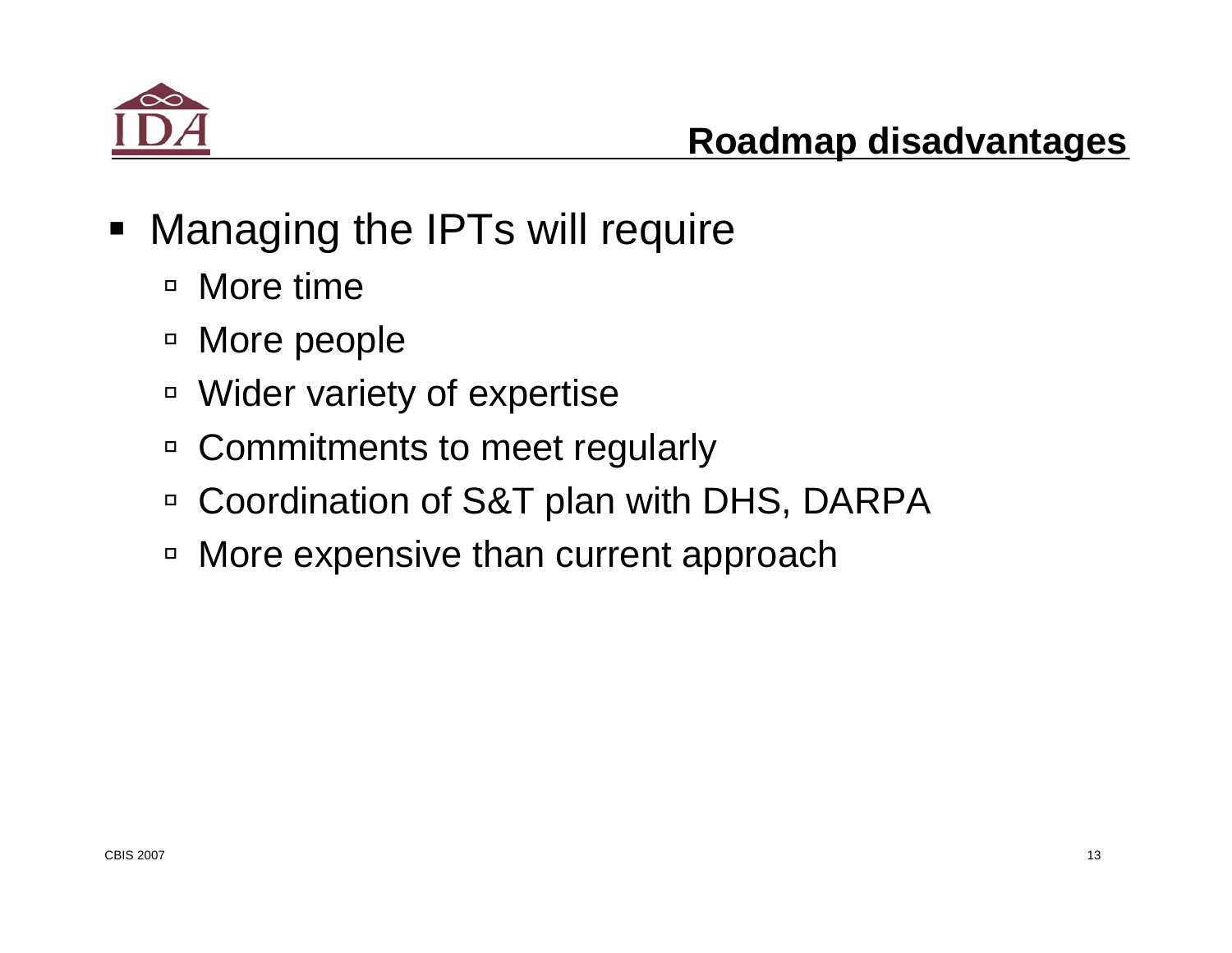## Roadmap disadvantages

- Managing the IPTs will require
  - More time
  - More people
  - Wider variety of expertise
  - Commitments to meet regularly
  - Coordination of S&T plan with DHS, DARPA
  - More expensive than current approach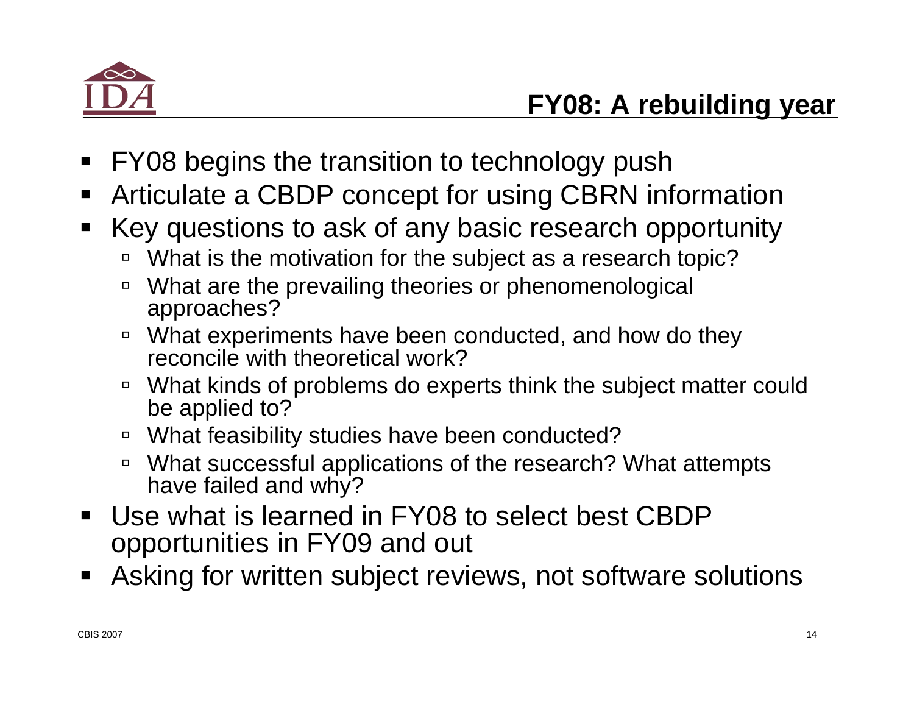## FY08: A rebuilding year

- FY08 begins the transition to technology push
- Articulate a CBDP concept for using CBRN information
- Key questions to ask of any basic research opportunity
  - What is the motivation for the subject as a research topic?
  - What are the prevailing theories or phenomenological approaches?
  - What experiments have been conducted, and how do they reconcile with theoretical work?
  - What kinds of problems do experts think the subject matter could be applied to?
  - What feasibility studies have been conducted?
  - What successful applications of the research? What attempts have failed and why?
- Use what is learned in FY08 to select best CBDP opportunities in FY09 and out
- Asking for written subject reviews, not software solutions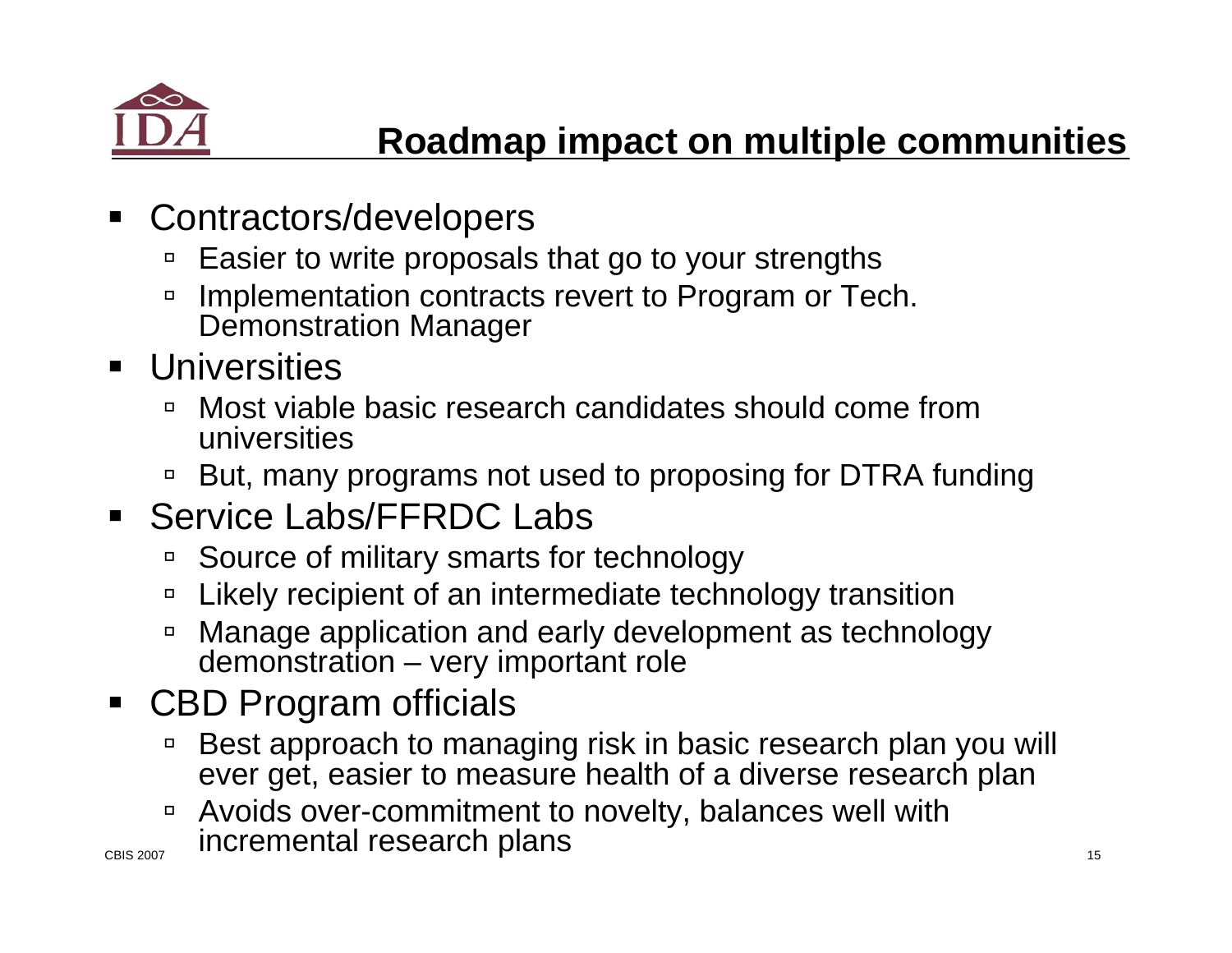## Roadmap impact on multiple communities

- Contractors/developers
  - Easier to write proposals that go to your strengths
  - Implementation contracts revert to Program or Tech. Demonstration Manager
- Universities
  - Most viable basic research candidates should come from universities
  - But, many programs not used to proposing for DTRA funding
- Service Labs/FFRDC Labs
  - Source of military smarts for technology
  - Likely recipient of an intermediate technology transition
  - Manage application and early development as technology demonstration – very important role
- CBD Program officials
  - Best approach to managing risk in basic research plan you will ever get, easier to measure health of a diverse research plan
  - Avoids over-commitment to novelty, balances well with incremental research plans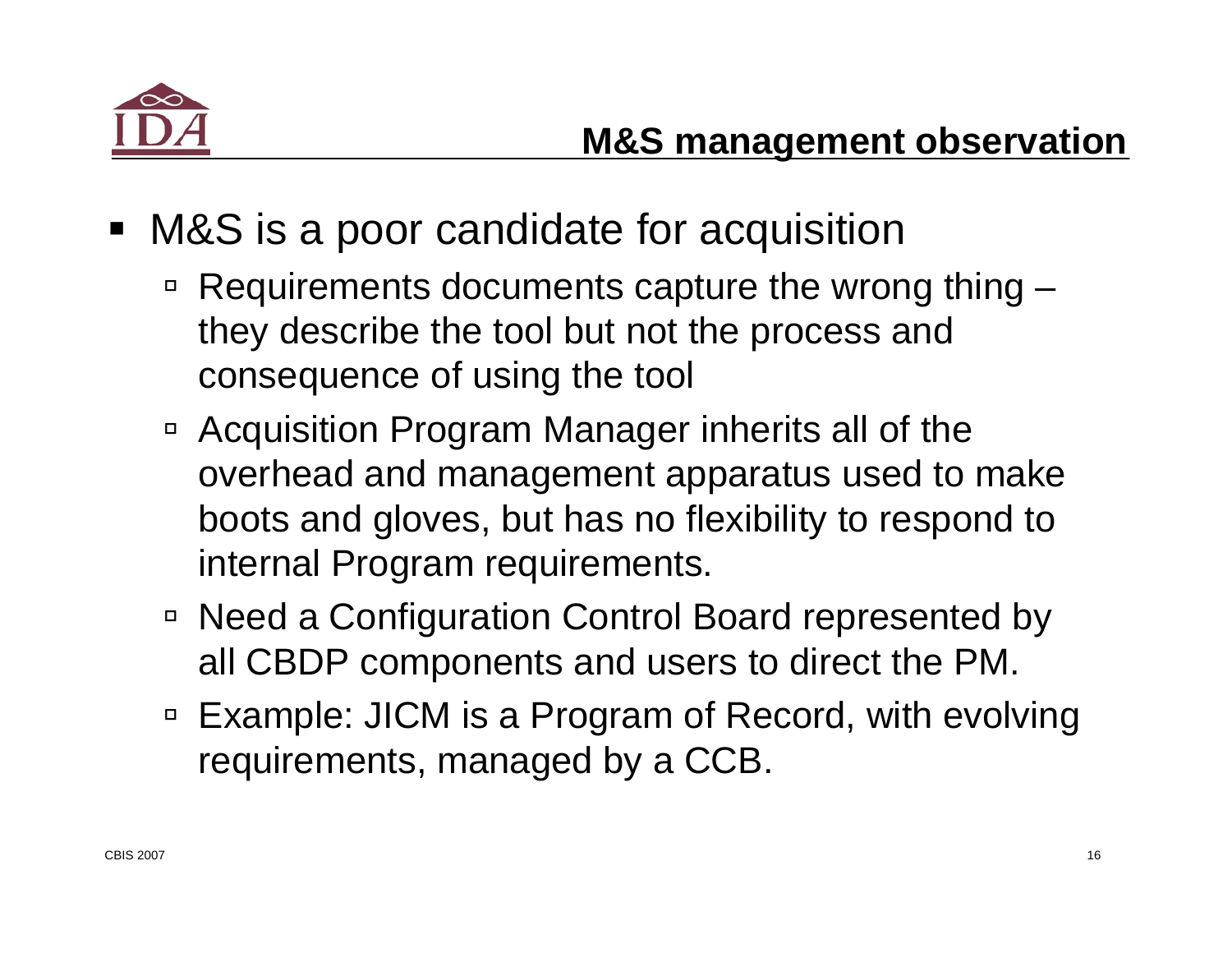## M&S management observation

- M&S is a poor candidate for acquisition
  - Requirements documents capture the wrong thing – they describe the tool but not the process and consequence of using the tool
  - Acquisition Program Manager inherits all of the overhead and management apparatus used to make boots and gloves, but has no flexibility to respond to internal Program requirements.
  - Need a Configuration Control Board represented by all CBDP components and users to direct the PM.
  - Example: JICM is a Program of Record, with evolving requirements, managed by a CCB.